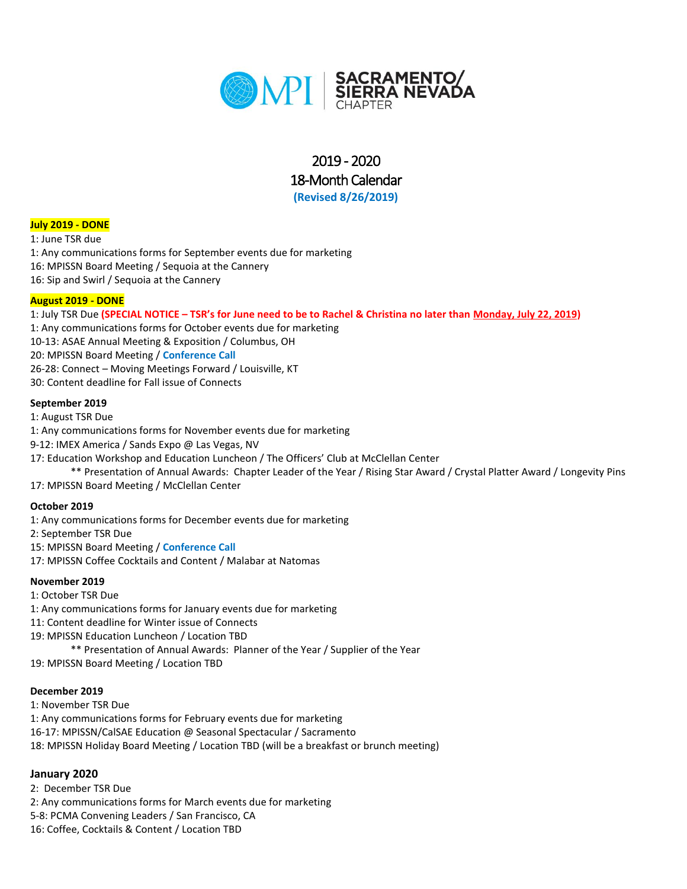MPI | SACRAMENTO/ SIERRA NEVADA CHAPTER

# 2019 - 2020
# 18-Month Calendar
**(Revised 8/26/2019)**

**July 2019 - DONE**

1: June TSR due
1: Any communications forms for September events due for marketing
16: MPISSN Board Meeting / Sequoia at the Cannery
16: Sip and Swirl / Sequoia at the Cannery

**August 2019 - DONE**

1: July TSR Due **(SPECIAL NOTICE – TSR's for June need to be to Rachel & Christina no later than Monday, July 22, 2019)**
1: Any communications forms for October events due for marketing
10-13: ASAE Annual Meeting & Exposition / Columbus, OH
20: MPISSN Board Meeting / **Conference Call**
26-28: Connect – Moving Meetings Forward / Louisville, KT
30: Content deadline for Fall issue of Connects

**September 2019**

1: August TSR Due
1: Any communications forms for November events due for marketing
9-12: IMEX America / Sands Expo @ Las Vegas, NV
17: Education Workshop and Education Luncheon / The Officers' Club at McClellan Center
    ** Presentation of Annual Awards: Chapter Leader of the Year / Rising Star Award / Crystal Platter Award / Longevity Pins
17: MPISSN Board Meeting / McClellan Center

**October 2019**

1: Any communications forms for December events due for marketing
2: September TSR Due
15: MPISSN Board Meeting / **Conference Call**
17: MPISSN Coffee Cocktails and Content / Malabar at Natomas

**November 2019**

1: October TSR Due
1: Any communications forms for January events due for marketing
11: Content deadline for Winter issue of Connects
19: MPISSN Education Luncheon / Location TBD
    ** Presentation of Annual Awards: Planner of the Year / Supplier of the Year
19: MPISSN Board Meeting / Location TBD

**December 2019**

1: November TSR Due
1: Any communications forms for February events due for marketing
16-17: MPISSN/CalSAE Education @ Seasonal Spectacular / Sacramento
18: MPISSN Holiday Board Meeting / Location TBD (will be a breakfast or brunch meeting)

**January 2020**

2: December TSR Due
2: Any communications forms for March events due for marketing
5-8: PCMA Convening Leaders / San Francisco, CA
16: Coffee, Cocktails & Content / Location TBD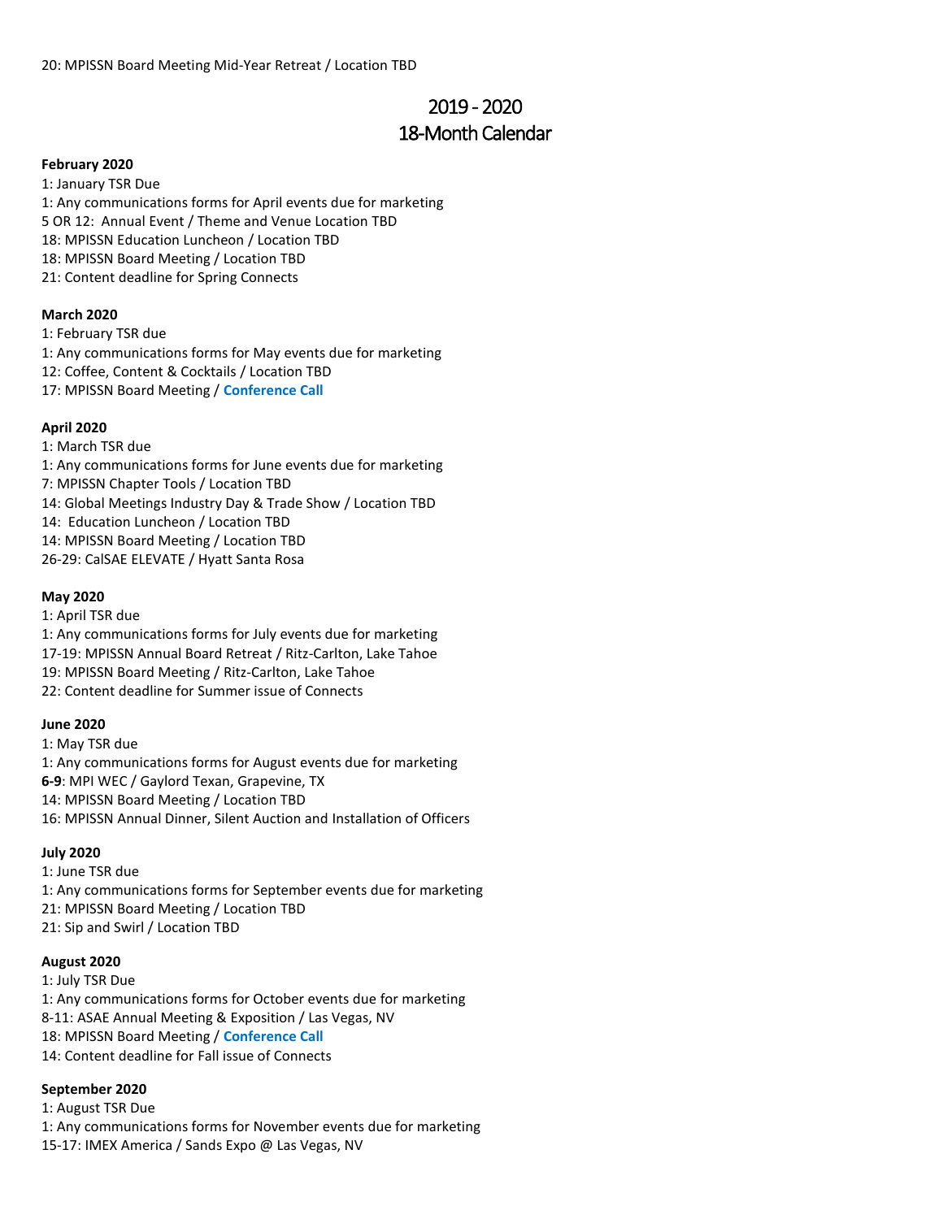20: MPISSN Board Meeting Mid-Year Retreat / Location TBD

# 2019 - 2020
# 18-Month Calendar

**February 2020**

1: January TSR Due
1: Any communications forms for April events due for marketing
5 OR 12: Annual Event / Theme and Venue Location TBD
18: MPISSN Education Luncheon / Location TBD
18: MPISSN Board Meeting / Location TBD
21: Content deadline for Spring Connects

**March 2020**

1: February TSR due
1: Any communications forms for May events due for marketing
12: Coffee, Content & Cocktails / Location TBD
17: MPISSN Board Meeting / **Conference Call**

**April 2020**

1: March TSR due
1: Any communications forms for June events due for marketing
7: MPISSN Chapter Tools / Location TBD
14: Global Meetings Industry Day & Trade Show / Location TBD
14: Education Luncheon / Location TBD
14: MPISSN Board Meeting / Location TBD
26-29: CalSAE ELEVATE / Hyatt Santa Rosa

**May 2020**

1: April TSR due
1: Any communications forms for July events due for marketing
17-19: MPISSN Annual Board Retreat / Ritz-Carlton, Lake Tahoe
19: MPISSN Board Meeting / Ritz-Carlton, Lake Tahoe
22: Content deadline for Summer issue of Connects

**June 2020**

1: May TSR due
1: Any communications forms for August events due for marketing
**6-9**: MPI WEC / Gaylord Texan, Grapevine, TX
14: MPISSN Board Meeting / Location TBD
16: MPISSN Annual Dinner, Silent Auction and Installation of Officers

**July 2020**

1: June TSR due
1: Any communications forms for September events due for marketing
21: MPISSN Board Meeting / Location TBD
21: Sip and Swirl / Location TBD

**August 2020**

1: July TSR Due
1: Any communications forms for October events due for marketing
8-11: ASAE Annual Meeting & Exposition / Las Vegas, NV
18: MPISSN Board Meeting / **Conference Call**
14: Content deadline for Fall issue of Connects

**September 2020**

1: August TSR Due
1: Any communications forms for November events due for marketing
15-17: IMEX America / Sands Expo @ Las Vegas, NV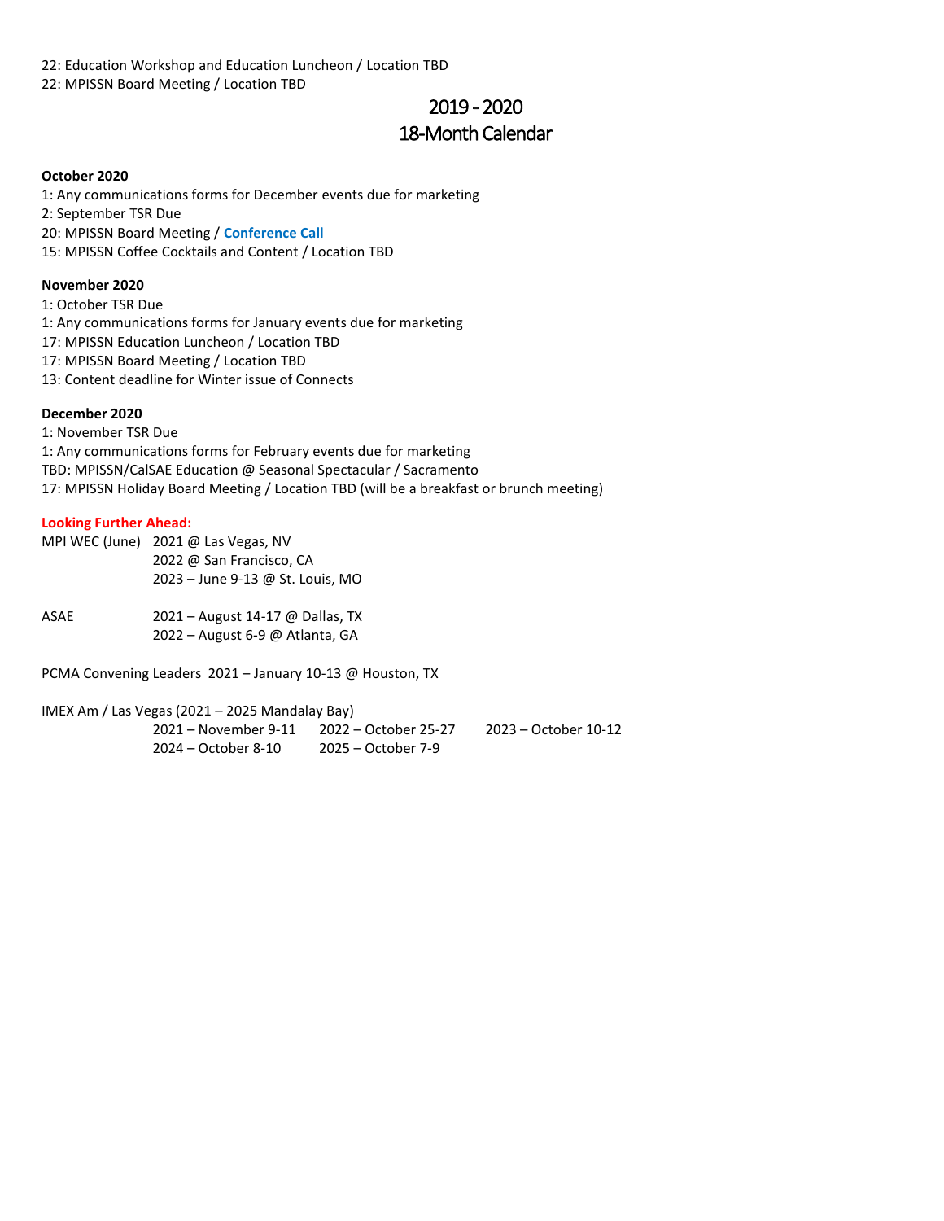22: Education Workshop and Education Luncheon / Location TBD
22: MPISSN Board Meeting / Location TBD

# 2019 - 2020
# 18-Month Calendar

**October 2020**

1: Any communications forms for December events due for marketing
2: September TSR Due
20: MPISSN Board Meeting / **Conference Call**
15: MPISSN Coffee Cocktails and Content / Location TBD

**November 2020**

1: October TSR Due
1: Any communications forms for January events due for marketing
17: MPISSN Education Luncheon / Location TBD
17: MPISSN Board Meeting / Location TBD
13: Content deadline for Winter issue of Connects

**December 2020**

1: November TSR Due
1: Any communications forms for February events due for marketing
TBD: MPISSN/CalSAE Education @ Seasonal Spectacular / Sacramento
17: MPISSN Holiday Board Meeting / Location TBD (will be a breakfast or brunch meeting)

**Looking Further Ahead:**

MPI WEC (June) 2021 @ Las Vegas, NV
2022 @ San Francisco, CA
2023 – June 9-13 @ St. Louis, MO

ASAE 2021 – August 14-17 @ Dallas, TX
2022 – August 6-9 @ Atlanta, GA

PCMA Convening Leaders 2021 – January 10-13 @ Houston, TX

IMEX Am / Las Vegas (2021 – 2025 Mandalay Bay)
2021 – November 9-11 2022 – October 25-27 2023 – October 10-12
2024 – October 8-10 2025 – October 7-9